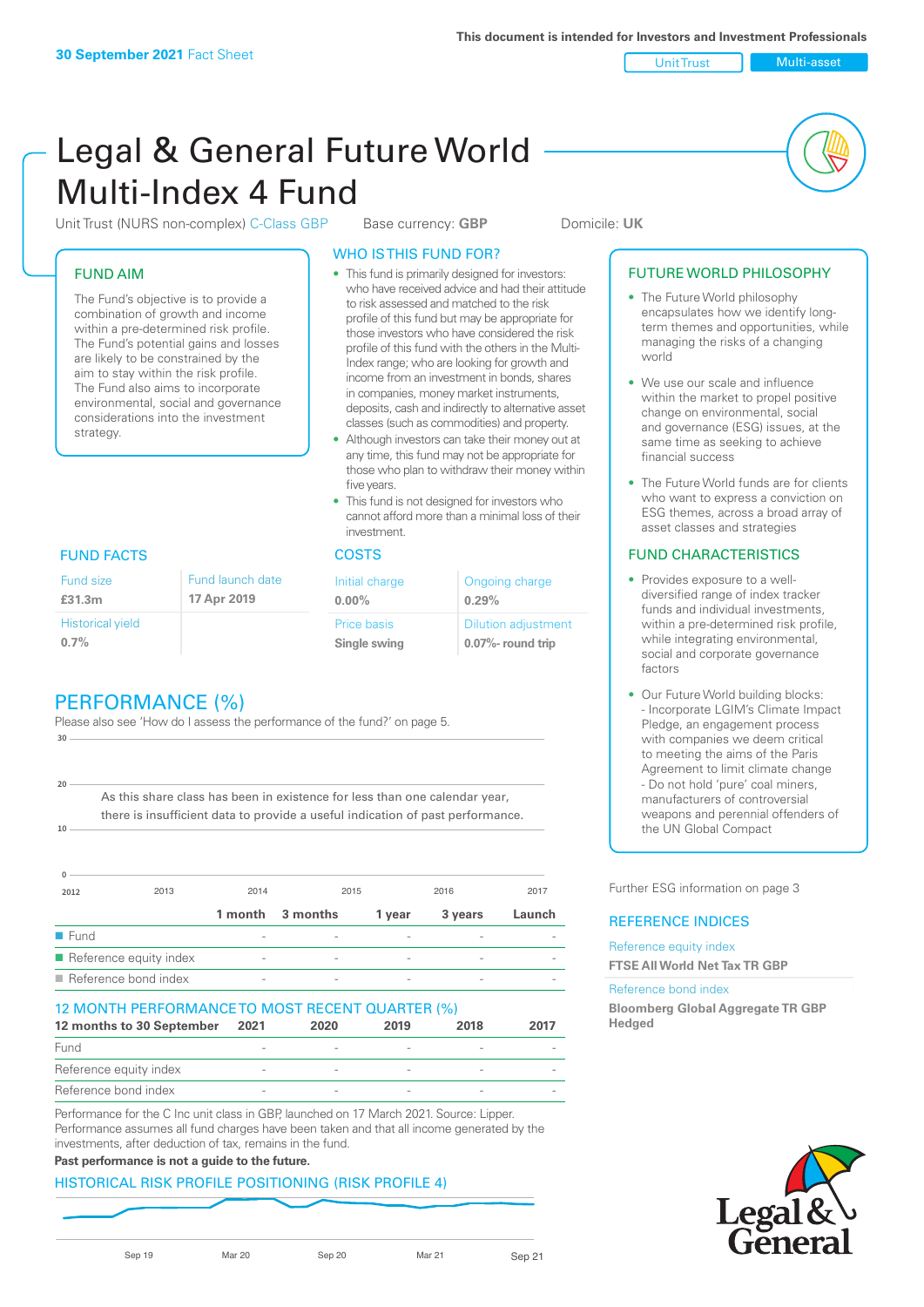This document is intended for Investors and Investment Professionals

**30 September 2021** Fact Sheet

Unit Trust | Multi-asset

# Legal & General Future World Multi-Index 4 Fund

Unit Trust (NURS non-complex) C-Class GBP    Base currency: **GBP**    Domicile: **UK**

## FUND AIM

The Fund's objective is to provide a combination of growth and income within a pre-determined risk profile. The Fund's potential gains and losses are likely to be constrained by the aim to stay within the risk profile. The Fund also aims to incorporate environmental, social and governance considerations into the investment strategy.

## WHO IS THIS FUND FOR?

- This fund is primarily designed for investors: who have received advice and had their attitude to risk assessed and matched to the risk profile of this fund but may be appropriate for those investors who have considered the risk profile of this fund with the others in the Multi-Index range; who are looking for growth and income from an investment in bonds, shares in companies, money market instruments, deposits, cash and indirectly to alternative asset classes (such as commodities) and property.
- Although investors can take their money out at any time, this fund may not be appropriate for those who plan to withdraw their money within five years.
- This fund is not designed for investors who cannot afford more than a minimal loss of their investment.

## FUND FACTS

| Fund size | Fund launch date |
|---|---|
| **£31.3m** | **17 Apr 2019** |
| Historical yield | |
| **0.7%** | |

## COSTS

| Initial charge | Ongoing charge |
|---|---|
| **0.00%** | **0.29%** |
| Price basis | Dilution adjustment |
| **Single swing** | **0.07%- round trip** |

## PERFORMANCE (%)

Please also see 'How do I assess the performance of the fund?' on page 5.

As this share class has been in existence for less than one calendar year, there is insufficient data to provide a useful indication of past performance.

| | 1 month | 3 months | 1 year | 3 years | Launch |
|---|---|---|---|---|---|
| Fund | - | - | - | - | - |
| Reference equity index | - | - | - | - | - |
| Reference bond index | - | - | - | - | - |

## 12 MONTH PERFORMANCE TO MOST RECENT QUARTER (%)

| 12 months to 30 September | 2021 | 2020 | 2019 | 2018 | 2017 |
|---|---|---|---|---|---|
| Fund | - | - | - | - | - |
| Reference equity index | - | - | - | - | - |
| Reference bond index | - | - | - | - | - |

Performance for the C Inc unit class in GBP, launched on 17 March 2021. Source: Lipper. Performance assumes all fund charges have been taken and that all income generated by the investments, after deduction of tax, remains in the fund.

**Past performance is not a guide to the future.**

## HISTORICAL RISK PROFILE POSITIONING (RISK PROFILE 4)

## FUTURE WORLD PHILOSOPHY

- The Future World philosophy encapsulates how we identify long-term themes and opportunities, while managing the risks of a changing world
- We use our scale and influence within the market to propel positive change on environmental, social and governance (ESG) issues, at the same time as seeking to achieve financial success
- The Future World funds are for clients who want to express a conviction on ESG themes, across a broad array of asset classes and strategies

## FUND CHARACTERISTICS

- Provides exposure to a well-diversified range of index tracker funds and individual investments, within a pre-determined risk profile, while integrating environmental, social and corporate governance factors
- Our Future World building blocks:
  - Incorporate LGIM's Climate Impact Pledge, an engagement process with companies we deem critical to meeting the aims of the Paris Agreement to limit climate change
  - Do not hold 'pure' coal miners, manufacturers of controversial weapons and perennial offenders of the UN Global Compact

Further ESG information on page 3

## REFERENCE INDICES

Reference equity index
**FTSE All World Net Tax TR GBP**

Reference bond index
**Bloomberg Global Aggregate TR GBP Hedged**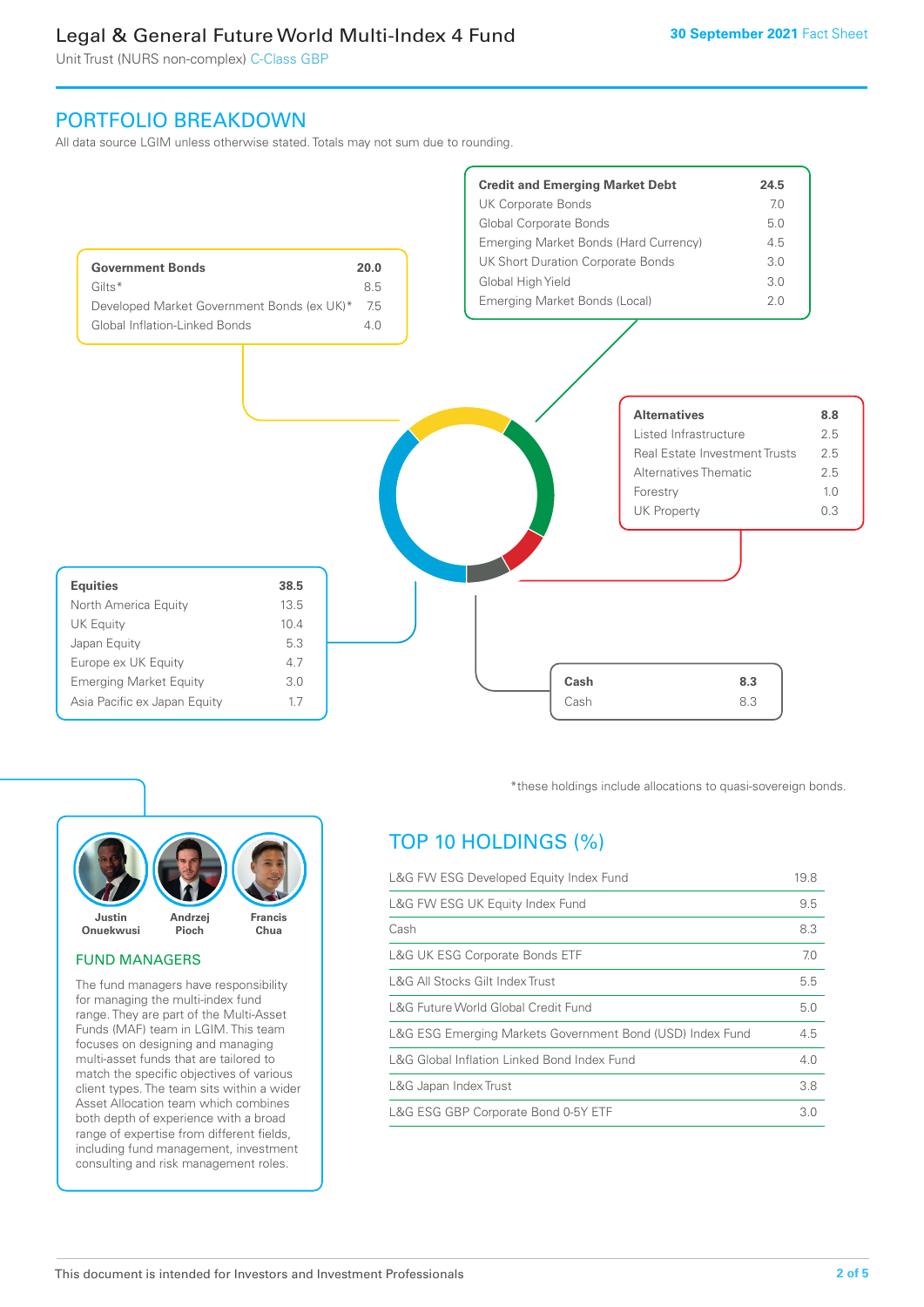## PORTFOLIO BREAKDOWN

All data source LGIM unless otherwise stated. Totals may not sum due to rounding.

| Government Bonds | 20.0 |
|---|---|
| Gilts* | 8.5 |
| Developed Market Government Bonds (ex UK)* | 7.5 |
| Global Inflation-Linked Bonds | 4.0 |

| Credit and Emerging Market Debt | 24.5 |
|---|---|
| UK Corporate Bonds | 7.0 |
| Global Corporate Bonds | 5.0 |
| Emerging Market Bonds (Hard Currency) | 4.5 |
| UK Short Duration Corporate Bonds | 3.0 |
| Global High Yield | 3.0 |
| Emerging Market Bonds (Local) | 2.0 |

| Alternatives | 8.8 |
|---|---|
| Listed Infrastructure | 2.5 |
| Real Estate Investment Trusts | 2.5 |
| Alternatives Thematic | 2.5 |
| Forestry | 1.0 |
| UK Property | 0.3 |

| Equities | 38.5 |
|---|---|
| North America Equity | 13.5 |
| UK Equity | 10.4 |
| Japan Equity | 5.3 |
| Europe ex UK Equity | 4.7 |
| Emerging Market Equity | 3.0 |
| Asia Pacific ex Japan Equity | 1.7 |

| Cash | 8.3 |
|---|---|
| Cash | 8.3 |

*these holdings include allocations to quasi-sovereign bonds.

Justin Onuekwusi, Andrzej Pioch, Francis Chua

### FUND MANAGERS

The fund managers have responsibility for managing the multi-index fund range. They are part of the Multi-Asset Funds (MAF) team in LGIM. This team focuses on designing and managing multi-asset funds that are tailored to match the specific objectives of various client types. The team sits within a wider Asset Allocation team which combines both depth of experience with a broad range of expertise from different fields, including fund management, investment consulting and risk management roles.

## TOP 10 HOLDINGS (%)

| Holding | % |
|---|---|
| L&G FW ESG Developed Equity Index Fund | 19.8 |
| L&G FW ESG UK Equity Index Fund | 9.5 |
| Cash | 8.3 |
| L&G UK ESG Corporate Bonds ETF | 7.0 |
| L&G All Stocks Gilt Index Trust | 5.5 |
| L&G Future World Global Credit Fund | 5.0 |
| L&G ESG Emerging Markets Government Bond (USD) Index Fund | 4.5 |
| L&G Global Inflation Linked Bond Index Fund | 4.0 |
| L&G Japan Index Trust | 3.8 |
| L&G ESG GBP Corporate Bond 0-5Y ETF | 3.0 |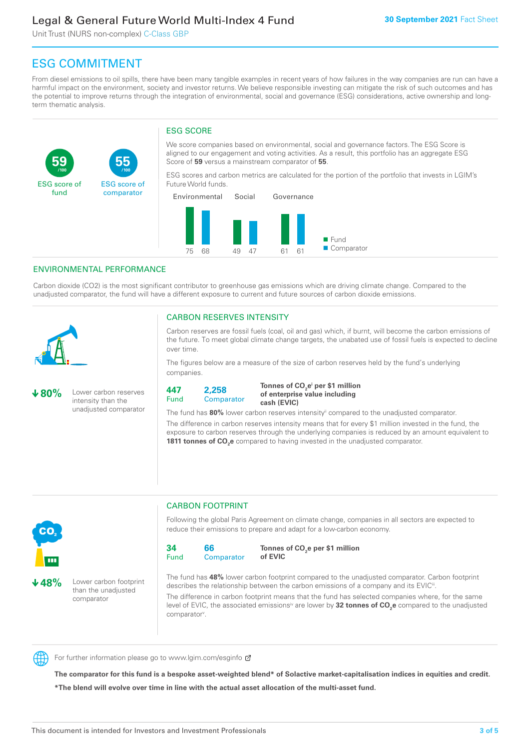# ESG COMMITMENT

From diesel emissions to oil spills, there have been many tangible examples in recent years of how failures in the way companies are run can have a harmful impact on the environment, society and investor returns. We believe responsible investing can mitigate the risk of such outcomes and has the potential to improve returns through the integration of environmental, social and governance (ESG) considerations, active ownership and long-term thematic analysis.

**59** /100 ESG score of fund

**55** /100 ESG score of comparator

## ESG SCORE

We score companies based on environmental, social and governance factors. The ESG Score is aligned to our engagement and voting activities. As a result, this portfolio has an aggregate ESG Score of **59** versus a mainstream comparator of **55**.

ESG scores and carbon metrics are calculated for the portion of the portfolio that invests in LGIM's Future World funds.

| | Environmental | Social | Governance |
|---|---|---|---|
| Fund | 75 | 49 | 61 |
| Comparator | 68 | 47 | 61 |

## ENVIRONMENTAL PERFORMANCE

Carbon dioxide (CO2) is the most significant contributor to greenhouse gas emissions which are driving climate change. Compared to the unadjusted comparator, the fund will have a different exposure to current and future sources of carbon dioxide emissions.

### CARBON RESERVES INTENSITY

**↓80%** Lower carbon reserves intensity than the unadjusted comparator

Carbon reserves are fossil fuels (coal, oil and gas) which, if burnt, will become the carbon emissions of the future. To meet global climate change targets, the unabated use of fossil fuels is expected to decline over time.

The figures below are a measure of the size of carbon reserves held by the fund's underlying companies.

**447** Fund | **2,258** Comparator | **Tonnes of $CO_2e$[i] per $1 million of enterprise value including cash (EVIC)**

The fund has **80%** lower carbon reserves intensity[ii] compared to the unadjusted comparator.

The difference in carbon reserves intensity means that for every $1 million invested in the fund, the exposure to carbon reserves through the underlying companies is reduced by an amount equivalent to **1811 tonnes of $CO_2e$** compared to having invested in the unadjusted comparator.

### CARBON FOOTPRINT

**↓48%** Lower carbon footprint than the unadjusted comparator

Following the global Paris Agreement on climate change, companies in all sectors are expected to reduce their emissions to prepare and adapt for a low-carbon economy.

**34** Fund | **66** Comparator | **Tonnes of $CO_2e$ per $1 million of EVIC**

The fund has **48%** lower carbon footprint compared to the unadjusted comparator. Carbon footprint describes the relationship between the carbon emissions of a company and its EVIC[iii].

The difference in carbon footprint means that the fund has selected companies where, for the same level of EVIC, the associated emissions[iv] are lower by **32 tonnes of $CO_2e$** compared to the unadjusted comparator[v].

For further information please go to www.lgim.com/esginfo

**The comparator for this fund is a bespoke asset-weighted blend* of Solactive market-capitalisation indices in equities and credit.**

***The blend will evolve over time in line with the actual asset allocation of the multi-asset fund.**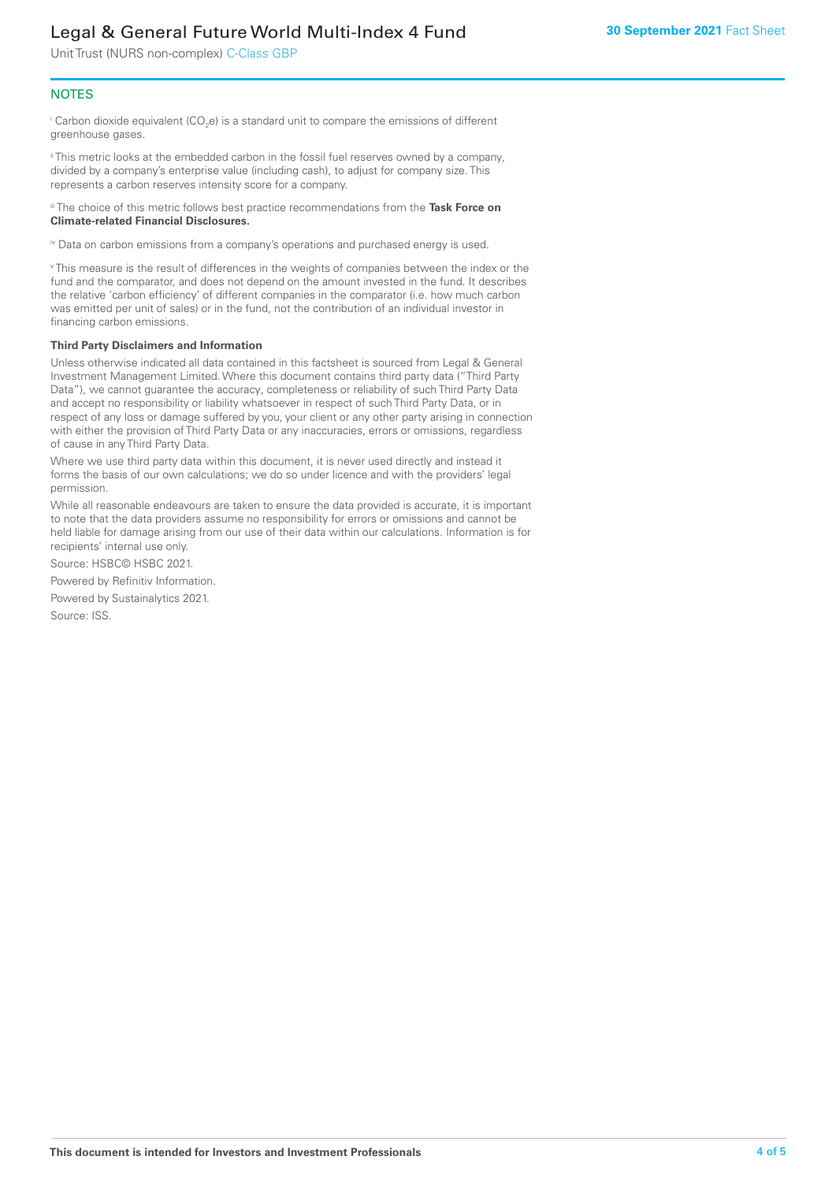## NOTES

[i] Carbon dioxide equivalent ($CO_2e$) is a standard unit to compare the emissions of different greenhouse gases.

[ii] This metric looks at the embedded carbon in the fossil fuel reserves owned by a company, divided by a company's enterprise value (including cash), to adjust for company size. This represents a carbon reserves intensity score for a company.

[iii] The choice of this metric follows best practice recommendations from the **Task Force on Climate-related Financial Disclosures.**

[iv] Data on carbon emissions from a company's operations and purchased energy is used.

[v] This measure is the result of differences in the weights of companies between the index or the fund and the comparator, and does not depend on the amount invested in the fund. It describes the relative 'carbon efficiency' of different companies in the comparator (i.e. how much carbon was emitted per unit of sales) or in the fund, not the contribution of an individual investor in financing carbon emissions.

**Third Party Disclaimers and Information**

Unless otherwise indicated all data contained in this factsheet is sourced from Legal & General Investment Management Limited. Where this document contains third party data ("Third Party Data"), we cannot guarantee the accuracy, completeness or reliability of such Third Party Data and accept no responsibility or liability whatsoever in respect of such Third Party Data, or in respect of any loss or damage suffered by you, your client or any other party arising in connection with either the provision of Third Party Data or any inaccuracies, errors or omissions, regardless of cause in any Third Party Data.

Where we use third party data within this document, it is never used directly and instead it forms the basis of our own calculations; we do so under licence and with the providers' legal permission.

While all reasonable endeavours are taken to ensure the data provided is accurate, it is important to note that the data providers assume no responsibility for errors or omissions and cannot be held liable for damage arising from our use of their data within our calculations. Information is for recipients' internal use only.

Source: HSBC© HSBC 2021.

Powered by Refinitiv Information.

Powered by Sustainalytics 2021.

Source: ISS.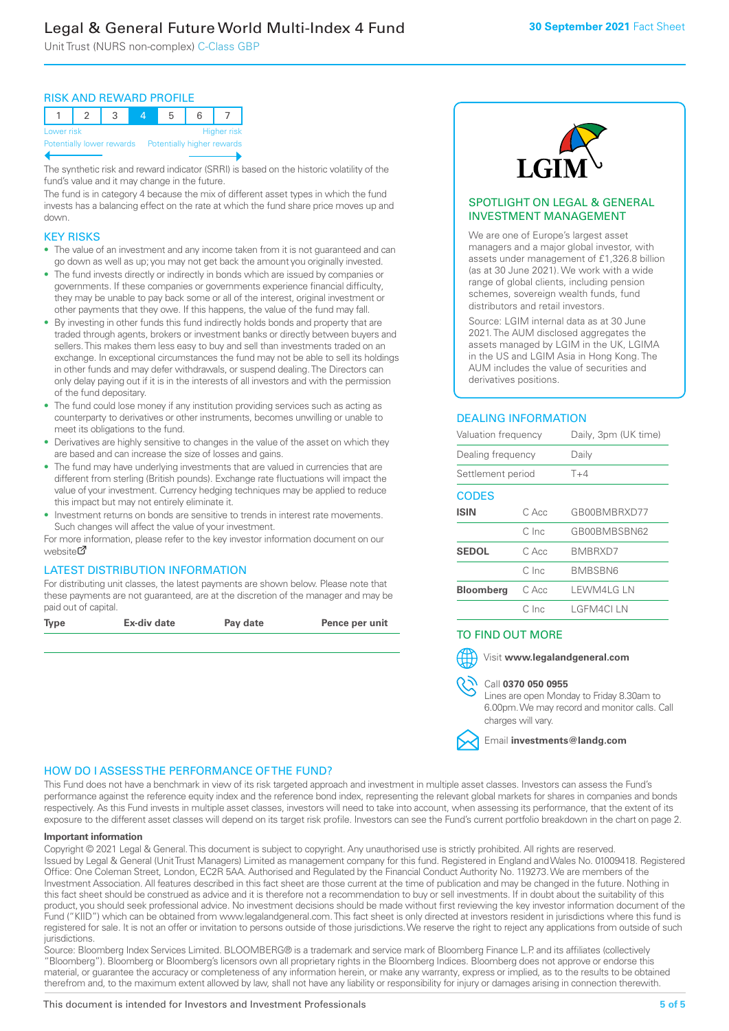# Legal & General Future World Multi-Index 4 Fund

Unit Trust (NURS non-complex) C-Class GBP

**30 September 2021** Fact Sheet

## RISK AND REWARD PROFILE

| 1 | 2 | 3 | 4 | 5 | 6 | 7 |
|---|---|---|---|---|---|---|

Lower risk — Higher risk

Potentially lower rewards — Potentially higher rewards

The synthetic risk and reward indicator (SRRI) is based on the historic volatility of the fund's value and it may change in the future.

The fund is in category 4 because the mix of different asset types in which the fund invests has a balancing effect on the rate at which the fund share price moves up and down.

## KEY RISKS

- The value of an investment and any income taken from it is not guaranteed and can go down as well as up; you may not get back the amount you originally invested.
- The fund invests directly or indirectly in bonds which are issued by companies or governments. If these companies or governments experience financial difficulty, they may be unable to pay back some or all of the interest, original investment or other payments that they owe. If this happens, the value of the fund may fall.
- By investing in other funds this fund indirectly holds bonds and property that are traded through agents, brokers or investment banks or directly between buyers and sellers. This makes them less easy to buy and sell than investments traded on an exchange. In exceptional circumstances the fund may not be able to sell its holdings in other funds and may defer withdrawals, or suspend dealing. The Directors can only delay paying out if it is in the interests of all investors and with the permission of the fund depositary.
- The fund could lose money if any institution providing services such as acting as counterparty to derivatives or other instruments, becomes unwilling or unable to meet its obligations to the fund.
- Derivatives are highly sensitive to changes in the value of the asset on which they are based and can increase the size of losses and gains.
- The fund may have underlying investments that are valued in currencies that are different from sterling (British pounds). Exchange rate fluctuations will impact the value of your investment. Currency hedging techniques may be applied to reduce this impact but may not entirely eliminate it.
- Investment returns on bonds are sensitive to trends in interest rate movements. Such changes will affect the value of your investment.

For more information, please refer to the key investor information document on our website

## LATEST DISTRIBUTION INFORMATION

For distributing unit classes, the latest payments are shown below. Please note that these payments are not guaranteed, are at the discretion of the manager and may be paid out of capital.

| Type | Ex-div date | Pay date | Pence per unit |
|---|---|---|---|

## SPOTLIGHT ON LEGAL & GENERAL INVESTMENT MANAGEMENT

We are one of Europe's largest asset managers and a major global investor, with assets under management of £1,326.8 billion (as at 30 June 2021). We work with a wide range of global clients, including pension schemes, sovereign wealth funds, fund distributors and retail investors.

Source: LGIM internal data as at 30 June 2021. The AUM disclosed aggregates the assets managed by LGIM in the UK, LGIMA in the US and LGIM Asia in Hong Kong. The AUM includes the value of securities and derivatives positions.

## DEALING INFORMATION

| | |
|---|---|
| Valuation frequency | Daily, 3pm (UK time) |
| Dealing frequency | Daily |
| Settlement period | T+4 |

## CODES

| | | |
|---|---|---|
| **ISIN** | C Acc | GB00BMBRXD77 |
| | C Inc | GB00BMBSBN62 |
| **SEDOL** | C Acc | BMBRXD7 |
| | C Inc | BMBSBN6 |
| **Bloomberg** | C Acc | LEWM4LG LN |
| | C Inc | LGFM4CI LN |

## TO FIND OUT MORE

Visit **www.legalandgeneral.com**

Call **0370 050 0955**
Lines are open Monday to Friday 8.30am to 6.00pm. We may record and monitor calls. Call charges will vary.

Email **investments@landg.com**

## HOW DO I ASSESS THE PERFORMANCE OF THE FUND?

This Fund does not have a benchmark in view of its risk targeted approach and investment in multiple asset classes. Investors can assess the Fund's performance against the reference equity index and the reference bond index, representing the relevant global markets for shares in companies and bonds respectively. As this Fund invests in multiple asset classes, investors will need to take into account, when assessing its performance, that the extent of its exposure to the different asset classes will depend on its target risk profile. Investors can see the Fund's current portfolio breakdown in the chart on page 2.

**Important information**

Copyright © 2021 Legal & General. This document is subject to copyright. Any unauthorised use is strictly prohibited. All rights are reserved.
Issued by Legal & General (Unit Trust Managers) Limited as management company for this fund. Registered in England and Wales No. 01009418. Registered Office: One Coleman Street, London, EC2R 5AA. Authorised and Regulated by the Financial Conduct Authority No. 119273. We are members of the Investment Association. All features described in this fact sheet are those current at the time of publication and may be changed in the future. Nothing in this fact sheet should be construed as advice and it is therefore not a recommendation to buy or sell investments. If in doubt about the suitability of this product, you should seek professional advice. No investment decisions should be made without first reviewing the key investor information document of the Fund ("KIID") which can be obtained from www.legalandgeneral.com. This fact sheet is only directed at investors resident in jurisdictions where this fund is registered for sale. It is not an offer or invitation to persons outside of those jurisdictions. We reserve the right to reject any applications from outside of such jurisdictions.

Source: Bloomberg Index Services Limited. BLOOMBERG® is a trademark and service mark of Bloomberg Finance L.P. and its affiliates (collectively "Bloomberg"). Bloomberg or Bloomberg's licensors own all proprietary rights in the Bloomberg Indices. Bloomberg does not approve or endorse this material, or guarantee the accuracy or completeness of any information herein, or make any warranty, express or implied, as to the results to be obtained therefrom and, to the maximum extent allowed by law, shall not have any liability or responsibility for injury or damages arising in connection therewith.

This document is intended for Investors and Investment Professionals